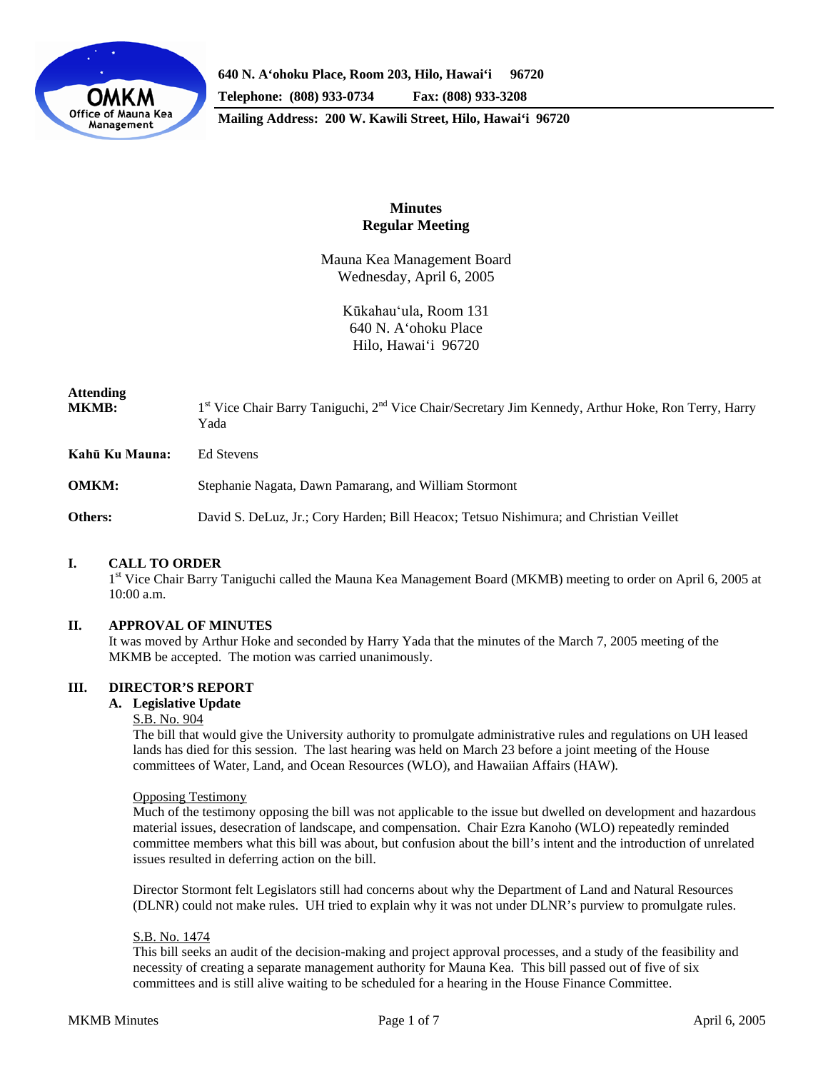640 N. Aʻohoku Place, Room 203, Hilo, Hawaiʻi 96720
Telephone: (808) 933-0734 Fax: (808) 933-3208
Mailing Address: 200 W. Kawili Street, Hilo, Hawaiʻi 96720

# Minutes
## Regular Meeting

Mauna Kea Management Board
Wednesday, April 6, 2005

Kūkahauʻula, Room 131
640 N. Aʻohoku Place
Hilo, Hawaiʻi 96720

**Attending**

**MKMB:** 1st Vice Chair Barry Taniguchi, 2nd Vice Chair/Secretary Jim Kennedy, Arthur Hoke, Ron Terry, Harry Yada

**Kahū Ku Mauna:** Ed Stevens

**OMKM:** Stephanie Nagata, Dawn Pamarang, and William Stormont

**Others:** David S. DeLuz, Jr.; Cory Harden; Bill Heacox; Tetsuo Nishimura; and Christian Veillet

## I. CALL TO ORDER

1st Vice Chair Barry Taniguchi called the Mauna Kea Management Board (MKMB) meeting to order on April 6, 2005 at 10:00 a.m.

## II. APPROVAL OF MINUTES

It was moved by Arthur Hoke and seconded by Harry Yada that the minutes of the March 7, 2005 meeting of the MKMB be accepted. The motion was carried unanimously.

## III. DIRECTOR'S REPORT

### A. Legislative Update

S.B. No. 904

The bill that would give the University authority to promulgate administrative rules and regulations on UH leased lands has died for this session. The last hearing was held on March 23 before a joint meeting of the House committees of Water, Land, and Ocean Resources (WLO), and Hawaiian Affairs (HAW).

Opposing Testimony

Much of the testimony opposing the bill was not applicable to the issue but dwelled on development and hazardous material issues, desecration of landscape, and compensation. Chair Ezra Kanoho (WLO) repeatedly reminded committee members what this bill was about, but confusion about the bill's intent and the introduction of unrelated issues resulted in deferring action on the bill.

Director Stormont felt Legislators still had concerns about why the Department of Land and Natural Resources (DLNR) could not make rules. UH tried to explain why it was not under DLNR's purview to promulgate rules.

S.B. No. 1474

This bill seeks an audit of the decision-making and project approval processes, and a study of the feasibility and necessity of creating a separate management authority for Mauna Kea. This bill passed out of five of six committees and is still alive waiting to be scheduled for a hearing in the House Finance Committee.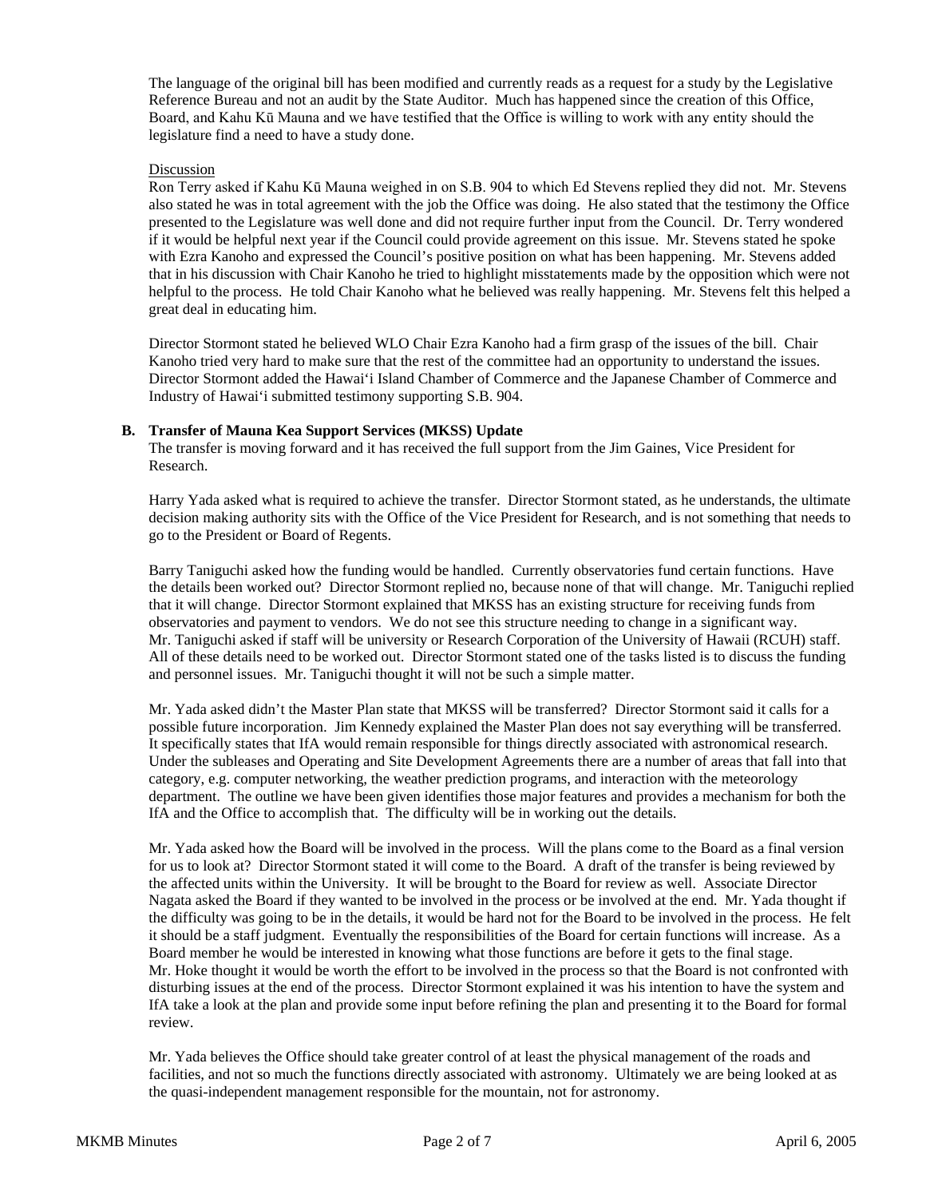The language of the original bill has been modified and currently reads as a request for a study by the Legislative Reference Bureau and not an audit by the State Auditor. Much has happened since the creation of this Office, Board, and Kahu Kū Mauna and we have testified that the Office is willing to work with any entity should the legislature find a need to have a study done.

Discussion

Ron Terry asked if Kahu Kū Mauna weighed in on S.B. 904 to which Ed Stevens replied they did not. Mr. Stevens also stated he was in total agreement with the job the Office was doing. He also stated that the testimony the Office presented to the Legislature was well done and did not require further input from the Council. Dr. Terry wondered if it would be helpful next year if the Council could provide agreement on this issue. Mr. Stevens stated he spoke with Ezra Kanoho and expressed the Council's positive position on what has been happening. Mr. Stevens added that in his discussion with Chair Kanoho he tried to highlight misstatements made by the opposition which were not helpful to the process. He told Chair Kanoho what he believed was really happening. Mr. Stevens felt this helped a great deal in educating him.

Director Stormont stated he believed WLO Chair Ezra Kanoho had a firm grasp of the issues of the bill. Chair Kanoho tried very hard to make sure that the rest of the committee had an opportunity to understand the issues. Director Stormont added the Hawai'i Island Chamber of Commerce and the Japanese Chamber of Commerce and Industry of Hawai'i submitted testimony supporting S.B. 904.

**B. Transfer of Mauna Kea Support Services (MKSS) Update**

The transfer is moving forward and it has received the full support from the Jim Gaines, Vice President for Research.

Harry Yada asked what is required to achieve the transfer. Director Stormont stated, as he understands, the ultimate decision making authority sits with the Office of the Vice President for Research, and is not something that needs to go to the President or Board of Regents.

Barry Taniguchi asked how the funding would be handled. Currently observatories fund certain functions. Have the details been worked out? Director Stormont replied no, because none of that will change. Mr. Taniguchi replied that it will change. Director Stormont explained that MKSS has an existing structure for receiving funds from observatories and payment to vendors. We do not see this structure needing to change in a significant way. Mr. Taniguchi asked if staff will be university or Research Corporation of the University of Hawaii (RCUH) staff. All of these details need to be worked out. Director Stormont stated one of the tasks listed is to discuss the funding and personnel issues. Mr. Taniguchi thought it will not be such a simple matter.

Mr. Yada asked didn't the Master Plan state that MKSS will be transferred? Director Stormont said it calls for a possible future incorporation. Jim Kennedy explained the Master Plan does not say everything will be transferred. It specifically states that IfA would remain responsible for things directly associated with astronomical research. Under the subleases and Operating and Site Development Agreements there are a number of areas that fall into that category, e.g. computer networking, the weather prediction programs, and interaction with the meteorology department. The outline we have been given identifies those major features and provides a mechanism for both the IfA and the Office to accomplish that. The difficulty will be in working out the details.

Mr. Yada asked how the Board will be involved in the process. Will the plans come to the Board as a final version for us to look at? Director Stormont stated it will come to the Board. A draft of the transfer is being reviewed by the affected units within the University. It will be brought to the Board for review as well. Associate Director Nagata asked the Board if they wanted to be involved in the process or be involved at the end. Mr. Yada thought if the difficulty was going to be in the details, it would be hard not for the Board to be involved in the process. He felt it should be a staff judgment. Eventually the responsibilities of the Board for certain functions will increase. As a Board member he would be interested in knowing what those functions are before it gets to the final stage. Mr. Hoke thought it would be worth the effort to be involved in the process so that the Board is not confronted with disturbing issues at the end of the process. Director Stormont explained it was his intention to have the system and IfA take a look at the plan and provide some input before refining the plan and presenting it to the Board for formal review.

Mr. Yada believes the Office should take greater control of at least the physical management of the roads and facilities, and not so much the functions directly associated with astronomy. Ultimately we are being looked at as the quasi-independent management responsible for the mountain, not for astronomy.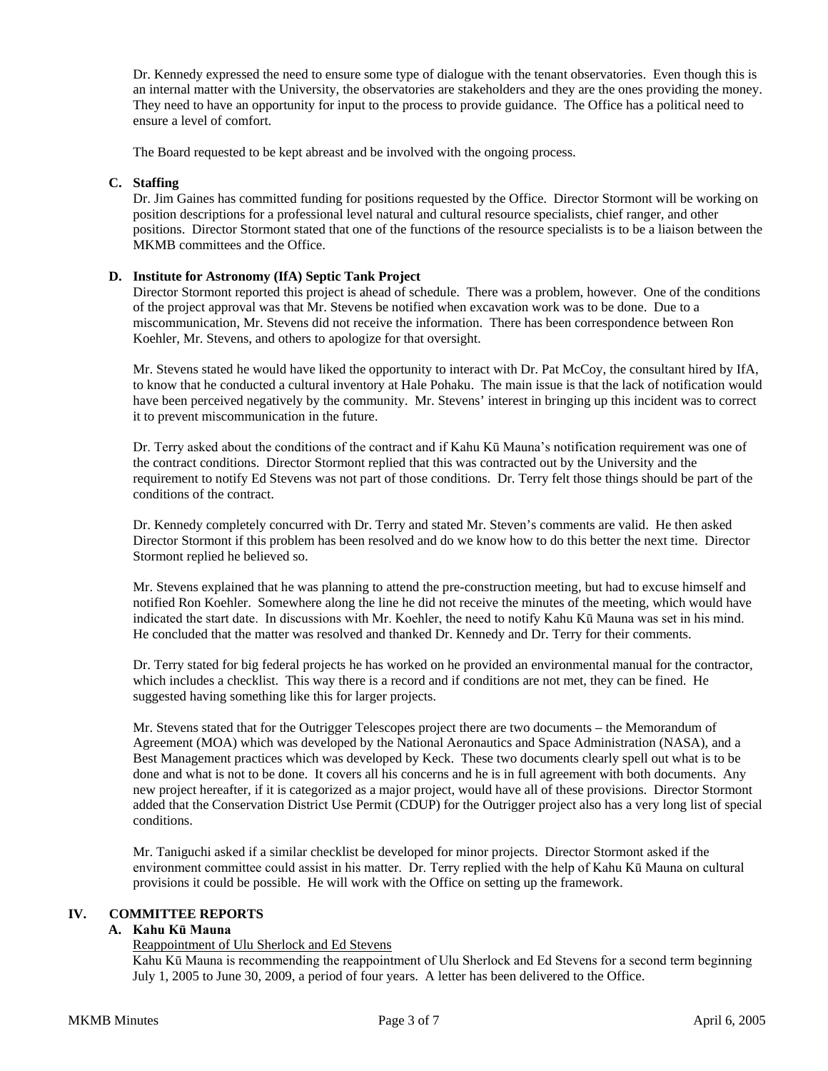Dr. Kennedy expressed the need to ensure some type of dialogue with the tenant observatories. Even though this is an internal matter with the University, the observatories are stakeholders and they are the ones providing the money. They need to have an opportunity for input to the process to provide guidance. The Office has a political need to ensure a level of comfort.

The Board requested to be kept abreast and be involved with the ongoing process.

**C. Staffing**

Dr. Jim Gaines has committed funding for positions requested by the Office. Director Stormont will be working on position descriptions for a professional level natural and cultural resource specialists, chief ranger, and other positions. Director Stormont stated that one of the functions of the resource specialists is to be a liaison between the MKMB committees and the Office.

**D. Institute for Astronomy (IfA) Septic Tank Project**

Director Stormont reported this project is ahead of schedule. There was a problem, however. One of the conditions of the project approval was that Mr. Stevens be notified when excavation work was to be done. Due to a miscommunication, Mr. Stevens did not receive the information. There has been correspondence between Ron Koehler, Mr. Stevens, and others to apologize for that oversight.

Mr. Stevens stated he would have liked the opportunity to interact with Dr. Pat McCoy, the consultant hired by IfA, to know that he conducted a cultural inventory at Hale Pohaku. The main issue is that the lack of notification would have been perceived negatively by the community. Mr. Stevens' interest in bringing up this incident was to correct it to prevent miscommunication in the future.

Dr. Terry asked about the conditions of the contract and if Kahu Kū Mauna's notification requirement was one of the contract conditions. Director Stormont replied that this was contracted out by the University and the requirement to notify Ed Stevens was not part of those conditions. Dr. Terry felt those things should be part of the conditions of the contract.

Dr. Kennedy completely concurred with Dr. Terry and stated Mr. Steven's comments are valid. He then asked Director Stormont if this problem has been resolved and do we know how to do this better the next time. Director Stormont replied he believed so.

Mr. Stevens explained that he was planning to attend the pre-construction meeting, but had to excuse himself and notified Ron Koehler. Somewhere along the line he did not receive the minutes of the meeting, which would have indicated the start date. In discussions with Mr. Koehler, the need to notify Kahu Kū Mauna was set in his mind. He concluded that the matter was resolved and thanked Dr. Kennedy and Dr. Terry for their comments.

Dr. Terry stated for big federal projects he has worked on he provided an environmental manual for the contractor, which includes a checklist. This way there is a record and if conditions are not met, they can be fined. He suggested having something like this for larger projects.

Mr. Stevens stated that for the Outrigger Telescopes project there are two documents – the Memorandum of Agreement (MOA) which was developed by the National Aeronautics and Space Administration (NASA), and a Best Management practices which was developed by Keck. These two documents clearly spell out what is to be done and what is not to be done. It covers all his concerns and he is in full agreement with both documents. Any new project hereafter, if it is categorized as a major project, would have all of these provisions. Director Stormont added that the Conservation District Use Permit (CDUP) for the Outrigger project also has a very long list of special conditions.

Mr. Taniguchi asked if a similar checklist be developed for minor projects. Director Stormont asked if the environment committee could assist in his matter. Dr. Terry replied with the help of Kahu Kū Mauna on cultural provisions it could be possible. He will work with the Office on setting up the framework.

## IV. COMMITTEE REPORTS

**A. Kahu Kū Mauna**

Reappointment of Ulu Sherlock and Ed Stevens

Kahu Kū Mauna is recommending the reappointment of Ulu Sherlock and Ed Stevens for a second term beginning July 1, 2005 to June 30, 2009, a period of four years. A letter has been delivered to the Office.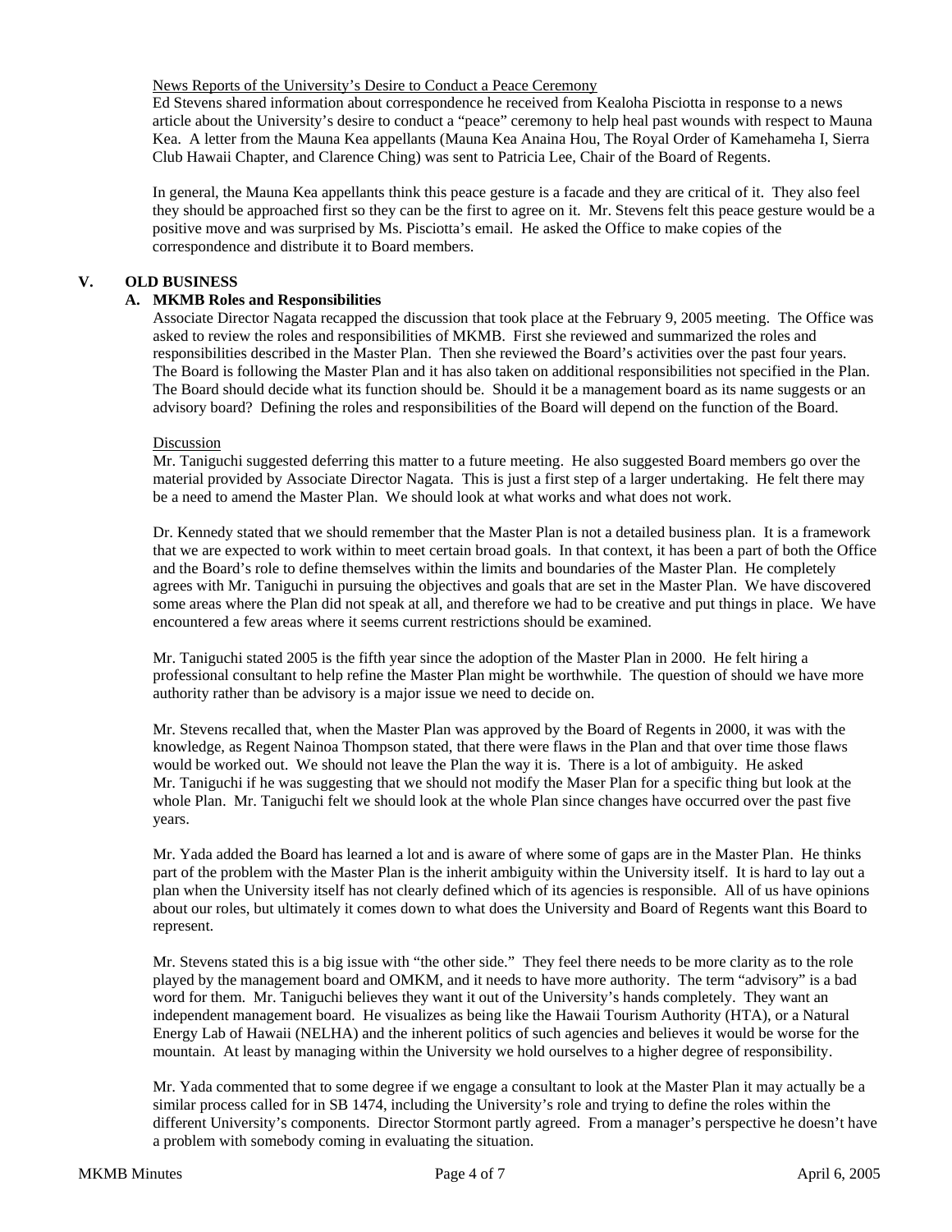News Reports of the University's Desire to Conduct a Peace Ceremony

Ed Stevens shared information about correspondence he received from Kealoha Pisciotta in response to a news article about the University's desire to conduct a "peace" ceremony to help heal past wounds with respect to Mauna Kea. A letter from the Mauna Kea appellants (Mauna Kea Anaina Hou, The Royal Order of Kamehameha I, Sierra Club Hawaii Chapter, and Clarence Ching) was sent to Patricia Lee, Chair of the Board of Regents.

In general, the Mauna Kea appellants think this peace gesture is a facade and they are critical of it. They also feel they should be approached first so they can be the first to agree on it. Mr. Stevens felt this peace gesture would be a positive move and was surprised by Ms. Pisciotta's email. He asked the Office to make copies of the correspondence and distribute it to Board members.

## V. OLD BUSINESS

### A. MKMB Roles and Responsibilities

Associate Director Nagata recapped the discussion that took place at the February 9, 2005 meeting. The Office was asked to review the roles and responsibilities of MKMB. First she reviewed and summarized the roles and responsibilities described in the Master Plan. Then she reviewed the Board's activities over the past four years. The Board is following the Master Plan and it has also taken on additional responsibilities not specified in the Plan. The Board should decide what its function should be. Should it be a management board as its name suggests or an advisory board? Defining the roles and responsibilities of the Board will depend on the function of the Board.

Discussion

Mr. Taniguchi suggested deferring this matter to a future meeting. He also suggested Board members go over the material provided by Associate Director Nagata. This is just a first step of a larger undertaking. He felt there may be a need to amend the Master Plan. We should look at what works and what does not work.

Dr. Kennedy stated that we should remember that the Master Plan is not a detailed business plan. It is a framework that we are expected to work within to meet certain broad goals. In that context, it has been a part of both the Office and the Board's role to define themselves within the limits and boundaries of the Master Plan. He completely agrees with Mr. Taniguchi in pursuing the objectives and goals that are set in the Master Plan. We have discovered some areas where the Plan did not speak at all, and therefore we had to be creative and put things in place. We have encountered a few areas where it seems current restrictions should be examined.

Mr. Taniguchi stated 2005 is the fifth year since the adoption of the Master Plan in 2000. He felt hiring a professional consultant to help refine the Master Plan might be worthwhile. The question of should we have more authority rather than be advisory is a major issue we need to decide on.

Mr. Stevens recalled that, when the Master Plan was approved by the Board of Regents in 2000, it was with the knowledge, as Regent Nainoa Thompson stated, that there were flaws in the Plan and that over time those flaws would be worked out. We should not leave the Plan the way it is. There is a lot of ambiguity. He asked Mr. Taniguchi if he was suggesting that we should not modify the Maser Plan for a specific thing but look at the whole Plan. Mr. Taniguchi felt we should look at the whole Plan since changes have occurred over the past five years.

Mr. Yada added the Board has learned a lot and is aware of where some of gaps are in the Master Plan. He thinks part of the problem with the Master Plan is the inherit ambiguity within the University itself. It is hard to lay out a plan when the University itself has not clearly defined which of its agencies is responsible. All of us have opinions about our roles, but ultimately it comes down to what does the University and Board of Regents want this Board to represent.

Mr. Stevens stated this is a big issue with "the other side." They feel there needs to be more clarity as to the role played by the management board and OMKM, and it needs to have more authority. The term "advisory" is a bad word for them. Mr. Taniguchi believes they want it out of the University's hands completely. They want an independent management board. He visualizes as being like the Hawaii Tourism Authority (HTA), or a Natural Energy Lab of Hawaii (NELHA) and the inherent politics of such agencies and believes it would be worse for the mountain. At least by managing within the University we hold ourselves to a higher degree of responsibility.

Mr. Yada commented that to some degree if we engage a consultant to look at the Master Plan it may actually be a similar process called for in SB 1474, including the University's role and trying to define the roles within the different University's components. Director Stormont partly agreed. From a manager's perspective he doesn't have a problem with somebody coming in evaluating the situation.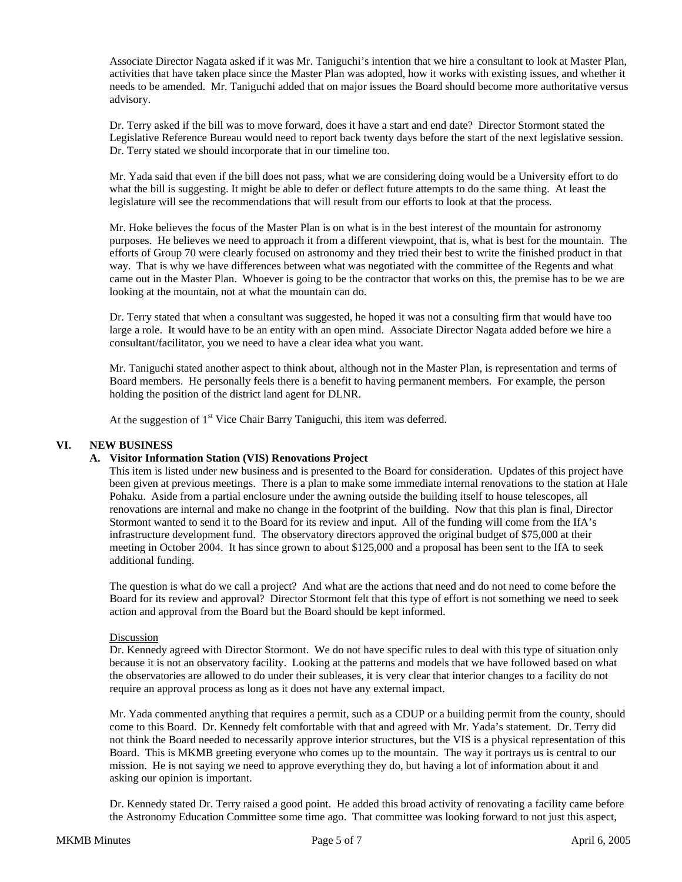Associate Director Nagata asked if it was Mr. Taniguchi's intention that we hire a consultant to look at Master Plan, activities that have taken place since the Master Plan was adopted, how it works with existing issues, and whether it needs to be amended. Mr. Taniguchi added that on major issues the Board should become more authoritative versus advisory.

Dr. Terry asked if the bill was to move forward, does it have a start and end date? Director Stormont stated the Legislative Reference Bureau would need to report back twenty days before the start of the next legislative session. Dr. Terry stated we should incorporate that in our timeline too.

Mr. Yada said that even if the bill does not pass, what we are considering doing would be a University effort to do what the bill is suggesting. It might be able to defer or deflect future attempts to do the same thing. At least the legislature will see the recommendations that will result from our efforts to look at that the process.

Mr. Hoke believes the focus of the Master Plan is on what is in the best interest of the mountain for astronomy purposes. He believes we need to approach it from a different viewpoint, that is, what is best for the mountain. The efforts of Group 70 were clearly focused on astronomy and they tried their best to write the finished product in that way. That is why we have differences between what was negotiated with the committee of the Regents and what came out in the Master Plan. Whoever is going to be the contractor that works on this, the premise has to be we are looking at the mountain, not at what the mountain can do.

Dr. Terry stated that when a consultant was suggested, he hoped it was not a consulting firm that would have too large a role. It would have to be an entity with an open mind. Associate Director Nagata added before we hire a consultant/facilitator, you we need to have a clear idea what you want.

Mr. Taniguchi stated another aspect to think about, although not in the Master Plan, is representation and terms of Board members. He personally feels there is a benefit to having permanent members. For example, the person holding the position of the district land agent for DLNR.

At the suggestion of 1st Vice Chair Barry Taniguchi, this item was deferred.

## VI. NEW BUSINESS

### A. Visitor Information Station (VIS) Renovations Project

This item is listed under new business and is presented to the Board for consideration. Updates of this project have been given at previous meetings. There is a plan to make some immediate internal renovations to the station at Hale Pohaku. Aside from a partial enclosure under the awning outside the building itself to house telescopes, all renovations are internal and make no change in the footprint of the building. Now that this plan is final, Director Stormont wanted to send it to the Board for its review and input. All of the funding will come from the IfA's infrastructure development fund. The observatory directors approved the original budget of $75,000 at their meeting in October 2004. It has since grown to about $125,000 and a proposal has been sent to the IfA to seek additional funding.

The question is what do we call a project? And what are the actions that need and do not need to come before the Board for its review and approval? Director Stormont felt that this type of effort is not something we need to seek action and approval from the Board but the Board should be kept informed.

Discussion

Dr. Kennedy agreed with Director Stormont. We do not have specific rules to deal with this type of situation only because it is not an observatory facility. Looking at the patterns and models that we have followed based on what the observatories are allowed to do under their subleases, it is very clear that interior changes to a facility do not require an approval process as long as it does not have any external impact.

Mr. Yada commented anything that requires a permit, such as a CDUP or a building permit from the county, should come to this Board. Dr. Kennedy felt comfortable with that and agreed with Mr. Yada's statement. Dr. Terry did not think the Board needed to necessarily approve interior structures, but the VIS is a physical representation of this Board. This is MKMB greeting everyone who comes up to the mountain. The way it portrays us is central to our mission. He is not saying we need to approve everything they do, but having a lot of information about it and asking our opinion is important.

Dr. Kennedy stated Dr. Terry raised a good point. He added this broad activity of renovating a facility came before the Astronomy Education Committee some time ago. That committee was looking forward to not just this aspect,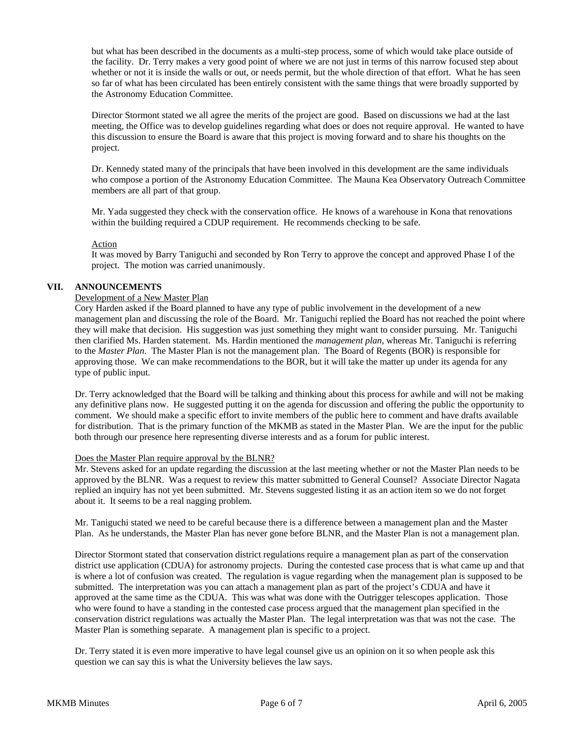but what has been described in the documents as a multi-step process, some of which would take place outside of the facility. Dr. Terry makes a very good point of where we are not just in terms of this narrow focused step about whether or not it is inside the walls or out, or needs permit, but the whole direction of that effort. What he has seen so far of what has been circulated has been entirely consistent with the same things that were broadly supported by the Astronomy Education Committee.

Director Stormont stated we all agree the merits of the project are good. Based on discussions we had at the last meeting, the Office was to develop guidelines regarding what does or does not require approval. He wanted to have this discussion to ensure the Board is aware that this project is moving forward and to share his thoughts on the project.

Dr. Kennedy stated many of the principals that have been involved in this development are the same individuals who compose a portion of the Astronomy Education Committee. The Mauna Kea Observatory Outreach Committee members are all part of that group.

Mr. Yada suggested they check with the conservation office. He knows of a warehouse in Kona that renovations within the building required a CDUP requirement. He recommends checking to be safe.

<u>Action</u>
It was moved by Barry Taniguchi and seconded by Ron Terry to approve the concept and approved Phase I of the project. The motion was carried unanimously.

## VII. ANNOUNCEMENTS

<u>Development of a New Master Plan</u>
Cory Harden asked if the Board planned to have any type of public involvement in the development of a new management plan and discussing the role of the Board. Mr. Taniguchi replied the Board has not reached the point where they will make that decision. His suggestion was just something they might want to consider pursuing. Mr. Taniguchi then clarified Ms. Harden statement. Ms. Hardin mentioned the *management plan*, whereas Mr. Taniguchi is referring to the *Master Plan*. The Master Plan is not the management plan. The Board of Regents (BOR) is responsible for approving those. We can make recommendations to the BOR, but it will take the matter up under its agenda for any type of public input.

Dr. Terry acknowledged that the Board will be talking and thinking about this process for awhile and will not be making any definitive plans now. He suggested putting it on the agenda for discussion and offering the public the opportunity to comment. We should make a specific effort to invite members of the public here to comment and have drafts available for distribution. That is the primary function of the MKMB as stated in the Master Plan. We are the input for the public both through our presence here representing diverse interests and as a forum for public interest.

<u>Does the Master Plan require approval by the BLNR?</u>
Mr. Stevens asked for an update regarding the discussion at the last meeting whether or not the Master Plan needs to be approved by the BLNR. Was a request to review this matter submitted to General Counsel? Associate Director Nagata replied an inquiry has not yet been submitted. Mr. Stevens suggested listing it as an action item so we do not forget about it. It seems to be a real nagging problem.

Mr. Taniguchi stated we need to be careful because there is a difference between a management plan and the Master Plan. As he understands, the Master Plan has never gone before BLNR, and the Master Plan is not a management plan.

Director Stormont stated that conservation district regulations require a management plan as part of the conservation district use application (CDUA) for astronomy projects. During the contested case process that is what came up and that is where a lot of confusion was created. The regulation is vague regarding when the management plan is supposed to be submitted. The interpretation was you can attach a management plan as part of the project's CDUA and have it approved at the same time as the CDUA. This was what was done with the Outrigger telescopes application. Those who were found to have a standing in the contested case process argued that the management plan specified in the conservation district regulations was actually the Master Plan. The legal interpretation was that was not the case. The Master Plan is something separate. A management plan is specific to a project.

Dr. Terry stated it is even more imperative to have legal counsel give us an opinion on it so when people ask this question we can say this is what the University believes the law says.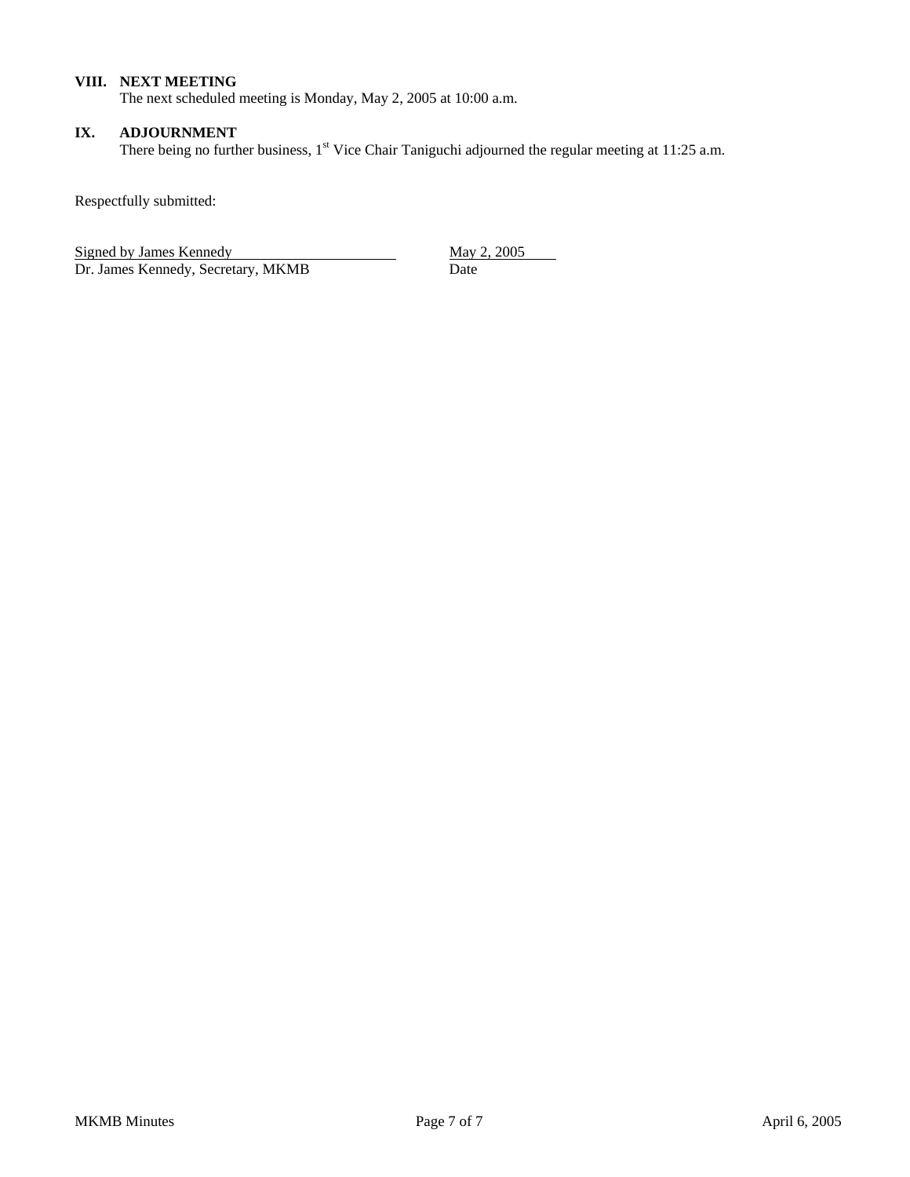## VIII. NEXT MEETING

The next scheduled meeting is Monday, May 2, 2005 at 10:00 a.m.

## IX. ADJOURNMENT

There being no further business, 1st Vice Chair Taniguchi adjourned the regular meeting at 11:25 a.m.

Respectfully submitted:

Signed by James Kennedy — May 2, 2005

Dr. James Kennedy, Secretary, MKMB — Date